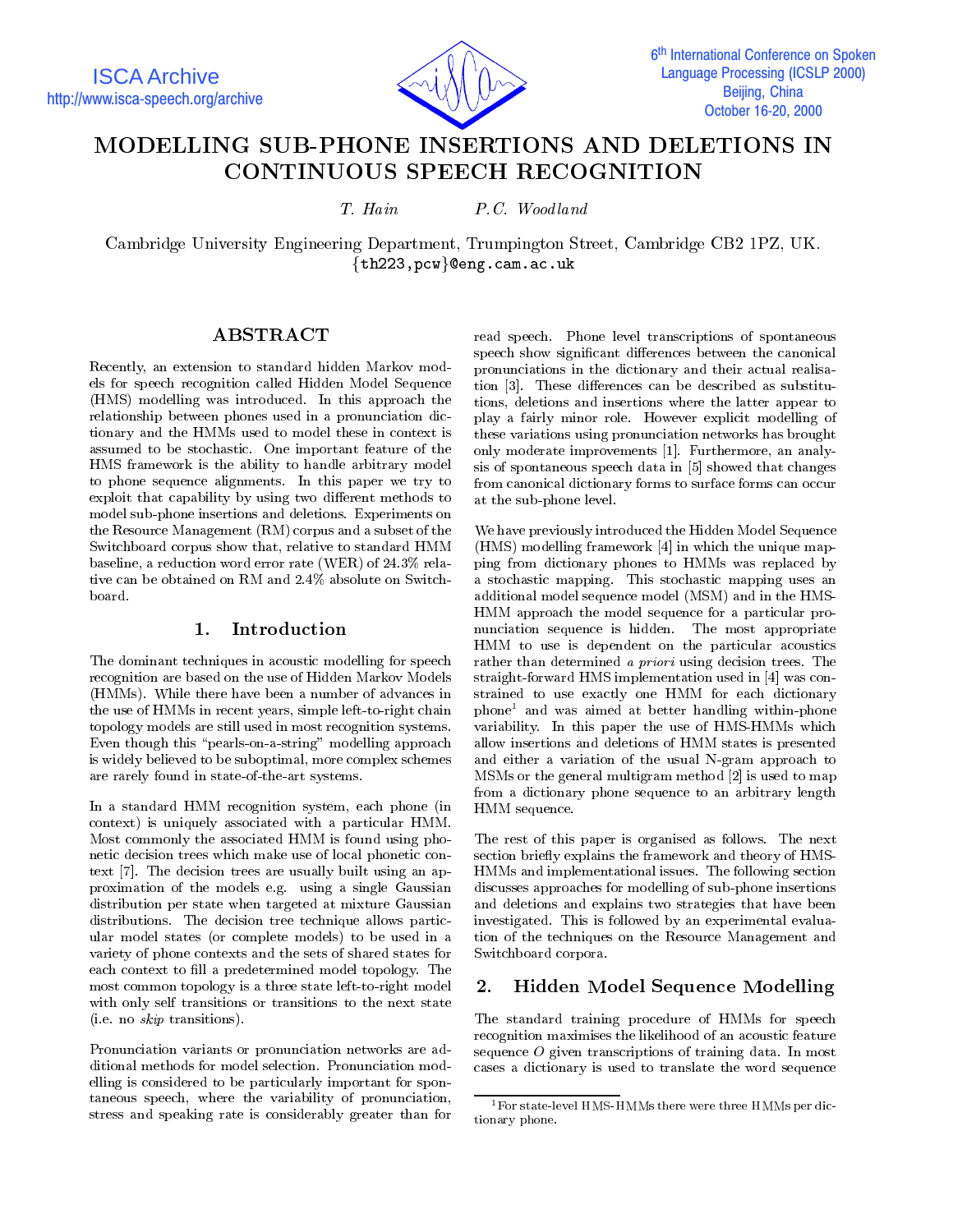# MODELLING SUB-PHONE INSERTIONS AND DELETIONS IN CONTINUOUS SPEECH RECOGNITION

*T. Hain* &nbsp;&nbsp;&nbsp;&nbsp; *P.C. Woodland*

Cambridge University Engineering Department, Trumpington Street, Cambridge CB2 1PZ, UK.
{th223,pcw}@eng.cam.ac.uk

## ABSTRACT

Recently, an extension to standard hidden Markov models for speech recognition called Hidden Model Sequence (HMS) modelling was introduced. In this approach the relationship between phones used in a pronunciation dictionary and the HMMs used to model these in context is assumed to be stochastic. One important feature of the HMS framework is the ability to handle arbitrary model to phone sequence alignments. In this paper we try to exploit that capability by using two different methods to model sub-phone insertions and deletions. Experiments on the Resource Management (RM) corpus and a subset of the Switchboard corpus show that, relative to standard HMM baseline, a reduction word error rate (WER) of 24.3% relative can be obtained on RM and 2.4% absolute on Switchboard.

## 1. Introduction

The dominant techniques in acoustic modelling for speech recognition are based on the use of Hidden Markov Models (HMMs). While there have been a number of advances in the use of HMMs in recent years, simple left-to-right chain topology models are still used in most recognition systems. Even though this "pearls-on-a-string" modelling approach is widely believed to be suboptimal, more complex schemes are rarely found in state-of-the-art systems.

In a standard HMM recognition system, each phone (in context) is uniquely associated with a particular HMM. Most commonly the associated HMM is found using phonetic decision trees which make use of local phonetic context [7]. The decision trees are usually built using an approximation of the models e.g. using a single Gaussian distribution per state when targeted at mixture Gaussian distributions. The decision tree technique allows particular model states (or complete models) to be used in a variety of phone contexts and the sets of shared states for each context to fill a predetermined model topology. The most common topology is a three state left-to-right model with only self transitions or transitions to the next state (i.e. no *skip* transitions).

Pronunciation variants or pronunciation networks are additional methods for model selection. Pronunciation modelling is considered to be particularly important for spontaneous speech, where the variability of pronunciation, stress and speaking rate is considerably greater than for read speech. Phone level transcriptions of spontaneous speech show significant differences between the canonical pronunciations in the dictionary and their actual realisation [3]. These differences can be described as substitutions, deletions and insertions where the latter appear to play a fairly minor role. However explicit modelling of these variations using pronunciation networks has brought only moderate improvements [1]. Furthermore, an analysis of spontaneous speech data in [5] showed that changes from canonical dictionary forms to surface forms can occur at the sub-phone level.

We have previously introduced the Hidden Model Sequence (HMS) modelling framework [4] in which the unique mapping from dictionary phones to HMMs was replaced by a stochastic mapping. This stochastic mapping uses an additional model sequence model (MSM) and in the HMS-HMM approach the model sequence for a particular pronunciation sequence is hidden. The most appropriate HMM to use is dependent on the particular acoustics rather than determined *a priori* using decision trees. The straight-forward HMS implementation used in [4] was constrained to use exactly one HMM for each dictionary phone[1] and was aimed at better handling within-phone variability. In this paper the use of HMS-HMMs which allow insertions and deletions of HMM states is presented and either a variation of the usual N-gram approach to MSMs or the general multigram method [2] is used to map from a dictionary phone sequence to an arbitrary length HMM sequence.

The rest of this paper is organised as follows. The next section briefly explains the framework and theory of HMS-HMMs and implementational issues. The following section discusses approaches for modelling of sub-phone insertions and deletions and explains two strategies that have been investigated. This is followed by an experimental evaluation of the techniques on the Resource Management and Switchboard corpora.

## 2. Hidden Model Sequence Modelling

The standard training procedure of HMMs for speech recognition maximises the likelihood of an acoustic feature sequence $O$ given transcriptions of training data. In most cases a dictionary is used to translate the word sequence

[1] For state-level HMS-HMMs there were three HMMs per dictionary phone.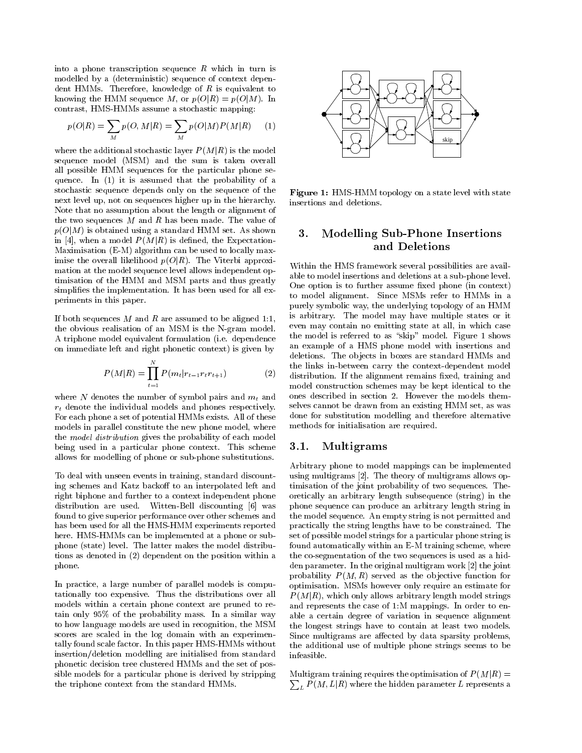into a phone transcription sequence $R$ which in turn is modelled by a (deterministic) sequence of context dependent HMMs. Therefore, knowledge of $R$ is equivalent to knowing the HMM sequence $M$, or $p(O|R) = p(O|M)$. In contrast, HMS-HMMs assume a stochastic mapping:

$$p(O|R) = \sum_M p(O, M|R) = \sum_M p(O|M)P(M|R) \quad (1)$$

where the additional stochastic layer $P(M|R)$ is the model sequence model (MSM) and the sum is taken overall all possible HMM sequences for the particular phone sequence. In (1) it is assumed that the probability of a stochastic sequence depends only on the sequence of the next level up, not on sequences higher up in the hierarchy. Note that no assumption about the length or alignment of the two sequences $M$ and $R$ has been made. The value of $p(O|M)$ is obtained using a standard HMM set. As shown in [4], when a model $P(M|R)$ is defined, the Expectation-Maximisation (E-M) algorithm can be used to locally maximise the overall likelihood $p(O|R)$. The Viterbi approximation at the model sequence level allows independent optimisation of the HMM and MSM parts and thus greatly simplifies the implementation. It has been used for all experiments in this paper.

If both sequences $M$ and $R$ are assumed to be aligned 1:1, the obvious realisation of an MSM is the N-gram model. A triphone model equivalent formulation (i.e. dependence on immediate left and right phonetic context) is given by

$$P(M|R) = \prod_{t=1}^{N} P(m_t|r_{t-1}r_tr_{t+1}) \quad (2)$$

where $N$ denotes the number of symbol pairs and $m_t$ and $r_t$ denote the individual models and phones respectively. For each phone a set of potential HMMs exists. All of these models in parallel constitute the new phone model, where the *model distribution* gives the probability of each model being used in a particular phone context. This scheme allows for modelling of phone or sub-phone substitutions.

To deal with unseen events in training, standard discounting schemes and Katz backoff to an interpolated left and right biphone and further to a context independent phone distribution are used. Witten-Bell discounting [6] was found to give superior performance over other schemes and has been used for all the HMS-HMM experiments reported here. HMS-HMMs can be implemented at a phone or sub-phone (state) level. The latter makes the model distributions as denoted in (2) dependent on the position within a phone.

In practice, a large number of parallel models is computationally too expensive. Thus the distributions over all models within a certain phone context are pruned to retain only 95% of the probability mass. In a similar way to how language models are used in recognition, the MSM scores are scaled in the log domain with an experimentally found scale factor. In this paper HMS-HMMs without insertion/deletion modelling are initialised from standard phonetic decision tree clustered HMMs and the set of possible models for a particular phone is derived by stripping the triphone context from the standard HMMs.

**Figure 1:** HMS-HMM topology on a state level with state insertions and deletions.

## 3. Modelling Sub-Phone Insertions and Deletions

Within the HMS framework several possibilities are available to model insertions and deletions at a sub-phone level. One option is to further assume fixed phone (in context) to model alignment. Since MSMs refer to HMMs in a purely symbolic way, the underlying topology of an HMM is arbitrary. The model may have multiple states or it even may contain no emitting state at all, in which case the model is referred to as "skip" model. Figure 1 shows an example of a HMS phone model with insertions and deletions. The objects in boxes are standard HMMs and the links in-between carry the context-dependent model distribution. If the alignment remains fixed, training and model construction schemes may be kept identical to the ones described in section 2. However the models themselves cannot be drawn from an existing HMM set, as was done for substitution modelling and therefore alternative methods for initialisation are required.

### 3.1. Multigrams

Arbitrary phone to model mappings can be implemented using multigrams [2]. The theory of multigrams allows optimisation of the joint probability of two sequences. Theoretically an arbitrary length subsequence (string) in the phone sequence can produce an arbitrary length string in the model sequence. An empty string is not permitted and practically the string lengths have to be constrained. The set of possible model strings for a particular phone string is found automatically within an E-M training scheme, where the co-segmentation of the two sequences is used as a hidden parameter. In the original multigram work [2] the joint probability $P(M, R)$ served as the objective function for optimisation. MSMs however only require an estimate for $P(M|R)$, which only allows arbitrary length model strings and represents the case of 1:M mappings. In order to enable a certain degree of variation in sequence alignment the longest strings have to contain at least two models. Since multigrams are affected by data sparsity problems, the additional use of multiple phone strings seems to be infeasible.

Multigram training requires the optimisation of $P(M|R) = \sum_L P(M, L|R)$ where the hidden parameter $L$ represents a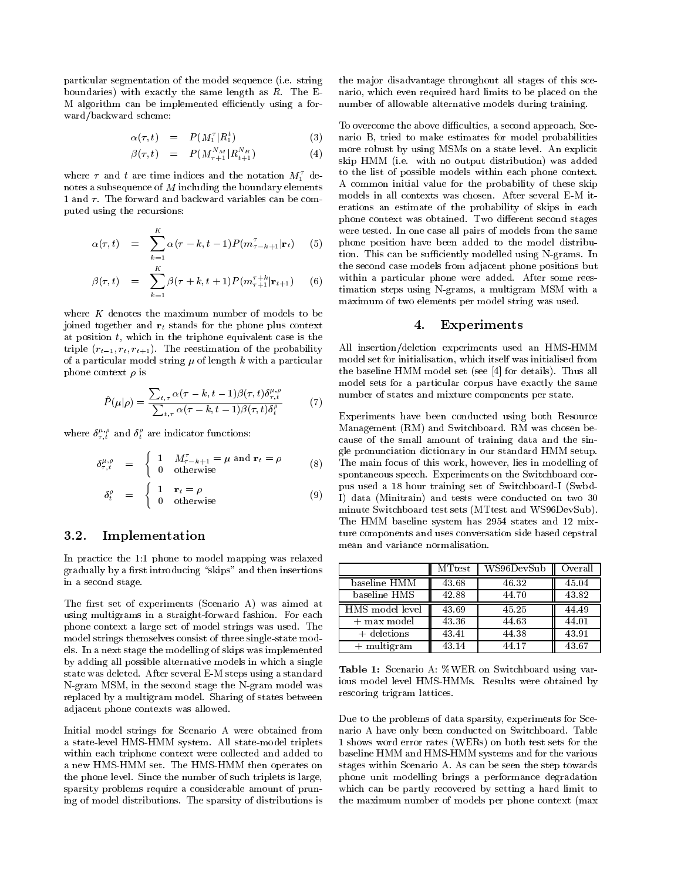particular segmentation of the model sequence (i.e. string boundaries) with exactly the same length as $R$. The E-M algorithm can be implemented efficiently using a forward/backward scheme:

$$\alpha(\tau,t) = P(M_1^\tau | R_1^t) \quad (3)$$

$$\beta(\tau,t) = P(M_{\tau+1}^{N_M} | R_{t+1}^{N_R}) \quad (4)$$

where $\tau$ and $t$ are time indices and the notation $M_1^\tau$ denotes a subsequence of $M$ including the boundary elements 1 and $\tau$. The forward and backward variables can be computed using the recursions:

$$\alpha(\tau,t) = \sum_{k=1}^{K} \alpha(\tau-k, t-1) P(m_{\tau-k+1}^{\tau} | \mathbf{r}_t) \quad (5)$$

$$\beta(\tau,t) = \sum_{k=1}^{K} \beta(\tau+k, t+1) P(m_{\tau+1}^{\tau+k} | \mathbf{r}_{t+1}) \quad (6)$$

where $K$ denotes the maximum number of models to be joined together and $\mathbf{r}_t$ stands for the phone plus context at position $t$, which in the triphone equivalent case is the triple $(r_{t-1}, r_t, r_{t+1})$. The reestimation of the probability of a particular model string $\mu$ of length $k$ with a particular phone context $\rho$ is

$$\hat{P}(\mu|\rho) = \frac{\sum_{t,\tau} \alpha(\tau-k, t-1)\beta(\tau,t)\delta_{\tau,t}^{\mu,\rho}}{\sum_{t,\tau} \alpha(\tau-k, t-1)\beta(\tau,t)\delta_t^{\rho}} \quad (7)$$

where $\delta_{\tau,t}^{\mu,\rho}$ and $\delta_t^{\rho}$ are indicator functions:

$$\delta_{\tau,t}^{\mu,\rho} = \begin{cases} 1 & M_{\tau-k+1}^{\tau} = \mu \text{ and } \mathbf{r}_t = \rho \\ 0 & \text{otherwise} \end{cases} \quad (8)$$

$$\delta_t^{\rho} = \begin{cases} 1 & \mathbf{r}_t = \rho \\ 0 & \text{otherwise} \end{cases} \quad (9)$$

### 3.2. Implementation

In practice the 1:1 phone to model mapping was relaxed gradually by a first introducing "skips" and then insertions in a second stage.

The first set of experiments (Scenario A) was aimed at using multigrams in a straight-forward fashion. For each phone context a large set of model strings was used. The model strings themselves consist of three single-state models. In a next stage the modelling of skips was implemented by adding all possible alternative models in which a single state was deleted. After several E-M steps using a standard N-gram MSM, in the second stage the N-gram model was replaced by a multigram model. Sharing of states between adjacent phone contexts was allowed.

Initial model strings for Scenario A were obtained from a state-level HMS-HMM system. All state-model triplets within each triphone context were collected and added to a new HMS-HMM set. The HMS-HMM then operates on the phone level. Since the number of such triplets is large, sparsity problems require a considerable amount of pruning of model distributions. The sparsity of distributions is the major disadvantage throughout all stages of this scenario, which even required hard limits to be placed on the number of allowable alternative models during training.

To overcome the above difficulties, a second approach, Scenario B, tried to make estimates for model probabilities more robust by using MSMs on a state level. An explicit skip HMM (i.e. with no output distribution) was added to the list of possible models within each phone context. A common initial value for the probability of these skip models in all contexts was chosen. After several E-M iterations an estimate of the probability of skips in each phone context was obtained. Two different second stages were tested. In one case all pairs of models from the same phone position have been added to the model distribution. This can be sufficiently modelled using N-grams. In the second case models from adjacent phone positions but within a particular phone were added. After some reestimation steps using N-grams, a multigram MSM with a maximum of two elements per model string was used.

## 4. Experiments

All insertion/deletion experiments used an HMS-HMM model set for initialisation, which itself was initialised from the baseline HMM model set (see [4] for details). Thus all model sets for a particular corpus have exactly the same number of states and mixture components per state.

Experiments have been conducted using both Resource Management (RM) and Switchboard. RM was chosen because of the small amount of training data and the single pronunciation dictionary in our standard HMM setup. The main focus of this work, however, lies in modelling of spontaneous speech. Experiments on the Switchboard corpus used a 18 hour training set of Switchboard-I (Swbd-I) data (Minitrain) and tests were conducted on two 30 minute Switchboard test sets (MTtest and WS96DevSub). The HMM baseline system has 2954 states and 12 mixture components and uses conversation side based cepstral mean and variance normalisation.

| | MTtest | WS96DevSub | Overall |
|---|---|---|---|
| baseline HMM | 43.68 | 46.32 | 45.04 |
| baseline HMS | 42.88 | 44.70 | 43.82 |
| HMS model level | 43.69 | 45.25 | 44.49 |
| + max model | 43.36 | 44.63 | 44.01 |
| + deletions | 43.41 | 44.38 | 43.91 |
| + multigram | 43.14 | 44.17 | 43.67 |

**Table 1:** Scenario A: %WER on Switchboard using various model level HMS-HMMs. Results were obtained by rescoring trigram lattices.

Due to the problems of data sparsity, experiments for Scenario A have only been conducted on Switchboard. Table 1 shows word error rates (WERs) on both test sets for the baseline HMM and HMS-HMM systems and for the various stages within Scenario A. As can be seen the step towards phone unit modelling brings a performance degradation which can be partly recovered by setting a hard limit to the maximum number of models per phone context (max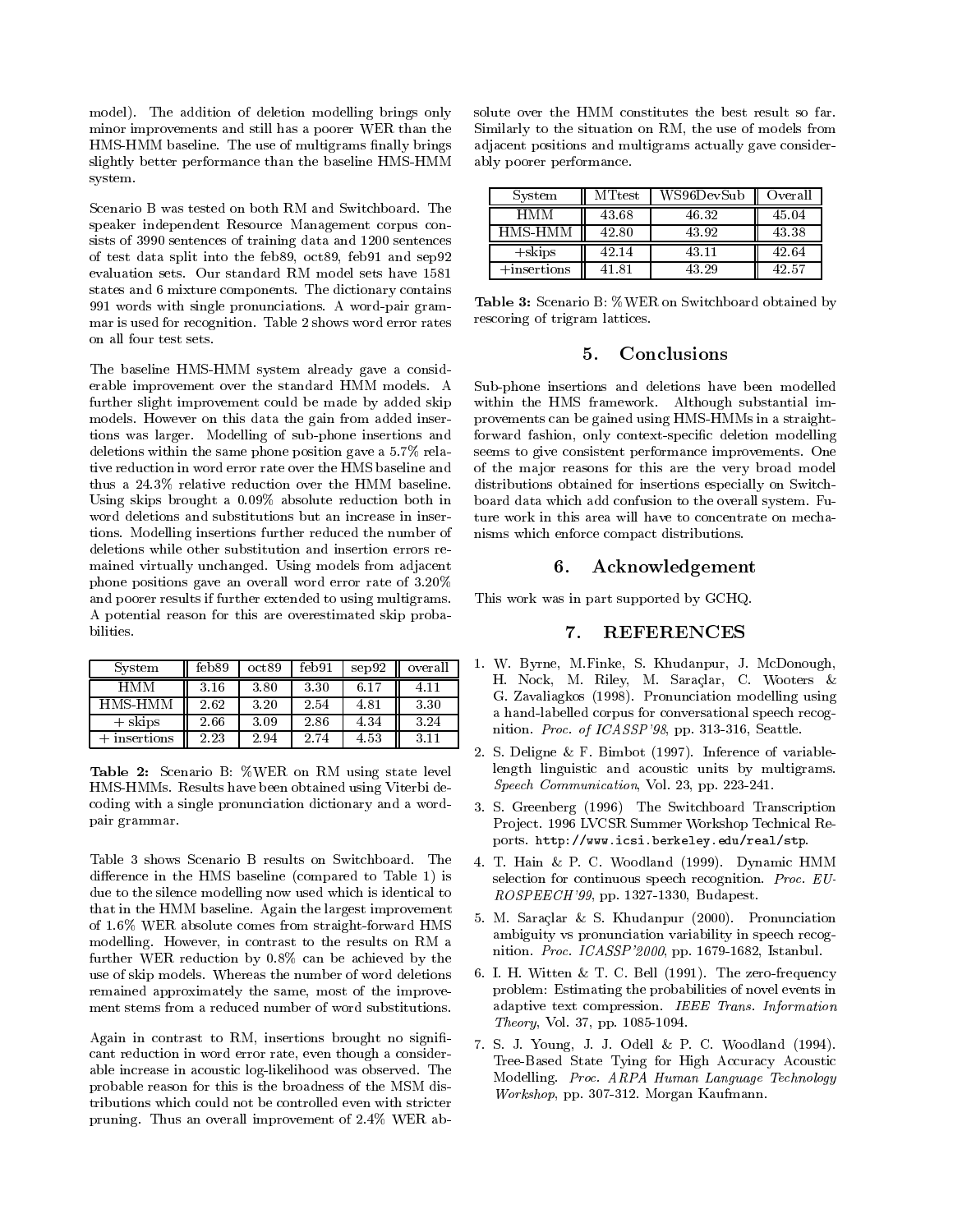model). The addition of deletion modelling brings only minor improvements and still has a poorer WER than the HMS-HMM baseline. The use of multigrams finally brings slightly better performance than the baseline HMS-HMM system.

Scenario B was tested on both RM and Switchboard. The speaker independent Resource Management corpus consists of 3990 sentences of training data and 1200 sentences of test data split into the feb89, oct89, feb91 and sep92 evaluation sets. Our standard RM model sets have 1581 states and 6 mixture components. The dictionary contains 991 words with single pronunciations. A word-pair grammar is used for recognition. Table 2 shows word error rates on all four test sets.

The baseline HMS-HMM system already gave a considerable improvement over the standard HMM models. A further slight improvement could be made by added skip models. However on this data the gain from added insertions was larger. Modelling of sub-phone insertions and deletions within the same phone position gave a 5.7% relative reduction in word error rate over the HMS baseline and thus a 24.3% relative reduction over the HMM baseline. Using skips brought a 0.09% absolute reduction both in word deletions and substitutions but an increase in insertions. Modelling insertions further reduced the number of deletions while other substitution and insertion errors remained virtually unchanged. Using models from adjacent phone positions gave an overall word error rate of 3.20% and poorer results if further extended to using multigrams. A potential reason for this are overestimated skip probabilities.

| System | feb89 | oct89 | feb91 | sep92 | overall |
|---|---|---|---|---|---|
| HMM | 3.16 | 3.80 | 3.30 | 6.17 | 4.11 |
| HMS-HMM | 2.62 | 3.20 | 2.54 | 4.81 | 3.30 |
| + skips | 2.66 | 3.09 | 2.86 | 4.34 | 3.24 |
| + insertions | 2.23 | 2.94 | 2.74 | 4.53 | 3.11 |

**Table 2:** Scenario B: %WER on RM using state level HMS-HMMs. Results have been obtained using Viterbi decoding with a single pronunciation dictionary and a word-pair grammar.

Table 3 shows Scenario B results on Switchboard. The difference in the HMS baseline (compared to Table 1) is due to the silence modelling now used which is identical to that in the HMM baseline. Again the largest improvement of 1.6% WER absolute comes from straight-forward HMS modelling. However, in contrast to the results on RM a further WER reduction by 0.8% can be achieved by the use of skip models. Whereas the number of word deletions remained approximately the same, most of the improvement stems from a reduced number of word substitutions.

Again in contrast to RM, insertions brought no significant reduction in word error rate, even though a considerable increase in acoustic log-likelihood was observed. The probable reason for this is the broadness of the MSM distributions which could not be controlled even with stricter pruning. Thus an overall improvement of 2.4% WER absolute over the HMM constitutes the best result so far. Similarly to the situation on RM, the use of models from adjacent positions and multigrams actually gave considerably poorer performance.

| System | MTtest | WS96DevSub | Overall |
|---|---|---|---|
| HMM | 43.68 | 46.32 | 45.04 |
| HMS-HMM | 42.80 | 43.92 | 43.38 |
| +skips | 42.14 | 43.11 | 42.64 |
| +insertions | 41.81 | 43.29 | 42.57 |

**Table 3:** Scenario B: %WER on Switchboard obtained by rescoring of trigram lattices.

## 5. Conclusions

Sub-phone insertions and deletions have been modelled within the HMS framework. Although substantial improvements can be gained using HMS-HMMs in a straightforward fashion, only context-specific deletion modelling seems to give consistent performance improvements. One of the major reasons for this are the very broad model distributions obtained for insertions especially on Switchboard data which add confusion to the overall system. Future work in this area will have to concentrate on mechanisms which enforce compact distributions.

## 6. Acknowledgement

This work was in part supported by GCHQ.

## 7. REFERENCES

1. W. Byrne, M.Finke, S. Khudanpur, J. McDonough, H. Nock, M. Riley, M. Saraçlar, C. Wooters & G. Zavaliagkos (1998). Pronunciation modelling using a hand-labelled corpus for conversational speech recognition. *Proc. of ICASSP'98*, pp. 313-316, Seattle.
2. S. Deligne & F. Bimbot (1997). Inference of variable-length linguistic and acoustic units by multigrams. *Speech Communication*, Vol. 23, pp. 223-241.
3. S. Greenberg (1996) The Switchboard Transcription Project. 1996 LVCSR Summer Workshop Technical Reports. http://www.icsi.berkeley.edu/real/stp.
4. T. Hain & P. C. Woodland (1999). Dynamic HMM selection for continuous speech recognition. *Proc. EUROSPEECH'99*, pp. 1327-1330, Budapest.
5. M. Saraçlar & S. Khudanpur (2000). Pronunciation ambiguity vs pronunciation variability in speech recognition. *Proc. ICASSP'2000*, pp. 1679-1682, Istanbul.
6. I. H. Witten & T. C. Bell (1991). The zero-frequency problem: Estimating the probabilities of novel events in adaptive text compression. *IEEE Trans. Information Theory*, Vol. 37, pp. 1085-1094.
7. S. J. Young, J. J. Odell & P. C. Woodland (1994). Tree-Based State Tying for High Accuracy Acoustic Modelling. *Proc. ARPA Human Language Technology Workshop*, pp. 307-312. Morgan Kaufmann.